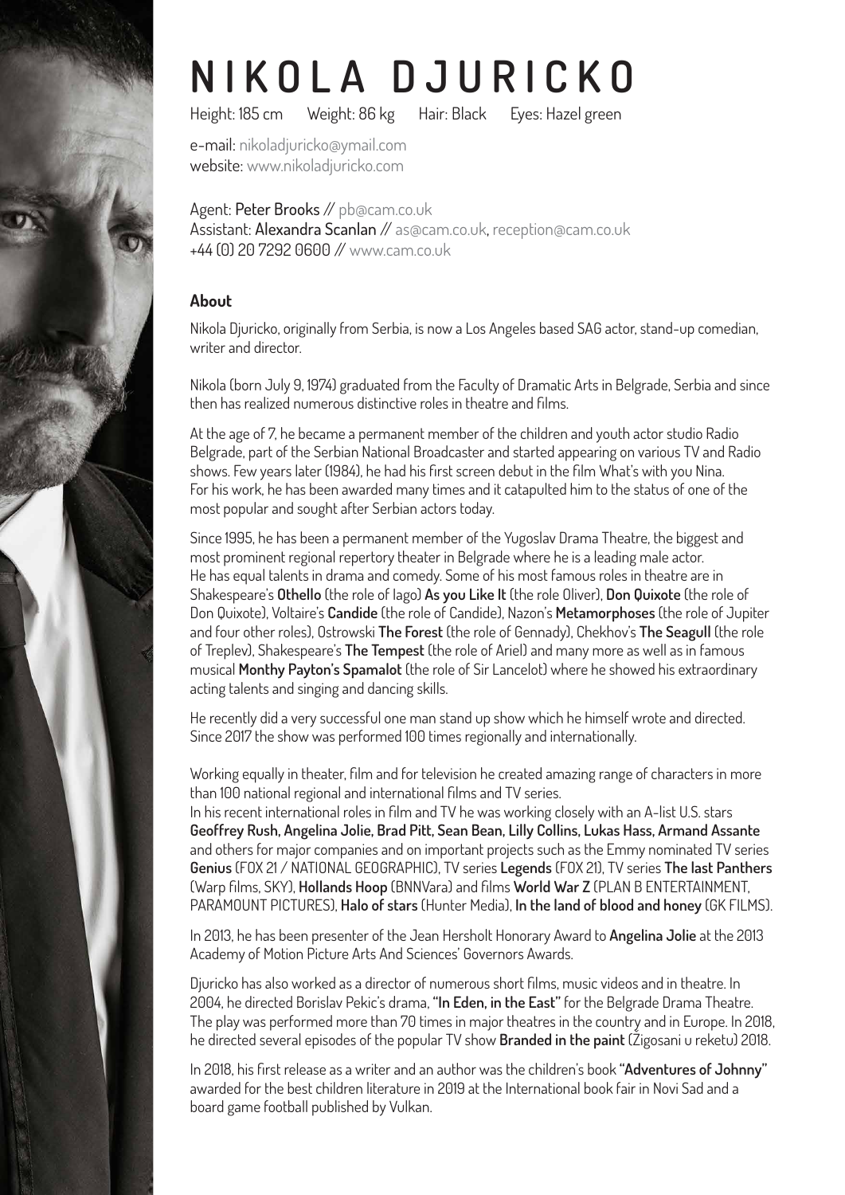# NIKOLA DJURICKO

Height: 185 cm     Weight: 86 kg     Hair: Black     Eyes: Hazel green

e-mail: nikoladjuricko@ymail.com
website: www.nikoladjuricko.com

Agent: Peter Brooks // pb@cam.co.uk
Assistant: Alexandra Scanlan // as@cam.co.uk, reception@cam.co.uk
+44 (0) 20 7292 0600 // www.cam.co.uk

## About

Nikola Djuricko, originally from Serbia, is now a Los Angeles based SAG actor, stand-up comedian, writer and director.

Nikola (born July 9, 1974) graduated from the Faculty of Dramatic Arts in Belgrade, Serbia and since then has realized numerous distinctive roles in theatre and films.

At the age of 7, he became a permanent member of the children and youth actor studio Radio Belgrade, part of the Serbian National Broadcaster and started appearing on various TV and Radio shows. Few years later (1984), he had his first screen debut in the film What's with you Nina. For his work, he has been awarded many times and it catapulted him to the status of one of the most popular and sought after Serbian actors today.

Since 1995, he has been a permanent member of the Yugoslav Drama Theatre, the biggest and most prominent regional repertory theater in Belgrade where he is a leading male actor. He has equal talents in drama and comedy. Some of his most famous roles in theatre are in Shakespeare's **Othello** (the role of Iago) **As you Like It** (the role Oliver), **Don Quixote** (the role of Don Quixote), Voltaire's **Candide** (the role of Candide), Nazon's **Metamorphoses** (the role of Jupiter and four other roles), Ostrowski **The Forest** (the role of Gennady), Chekhov's **The Seagull** (the role of Treplev), Shakespeare's **The Tempest** (the role of Ariel) and many more as well as in famous musical **Monthy Payton's Spamalot** (the role of Sir Lancelot) where he showed his extraordinary acting talents and singing and dancing skills.

He recently did a very successful one man stand up show which he himself wrote and directed. Since 2017 the show was performed 100 times regionally and internationally.

Working equally in theater, film and for television he created amazing range of characters in more than 100 national regional and international films and TV series.
In his recent international roles in film and TV he was working closely with an A-list U.S. stars **Geoffrey Rush, Angelina Jolie, Brad Pitt, Sean Bean, Lilly Collins, Lukas Hass, Armand Assante** and others for major companies and on important projects such as the Emmy nominated TV series **Genius** (FOX 21 / NATIONAL GEOGRAPHIC), TV series **Legends** (FOX 21), TV series **The last Panthers** (Warp films, SKY), **Hollands Hoop** (BNNVara) and films **World War Z** (PLAN B ENTERTAINMENT, PARAMOUNT PICTURES), **Halo of stars** (Hunter Media), **In the land of blood and honey** (GK FILMS).

In 2013, he has been presenter of the Jean Hersholt Honorary Award to **Angelina Jolie** at the 2013 Academy of Motion Picture Arts And Sciences' Governors Awards.

Djuricko has also worked as a director of numerous short films, music videos and in theatre. In 2004, he directed Borislav Pekic's drama, **"In Eden, in the East"** for the Belgrade Drama Theatre. The play was performed more than 70 times in major theatres in the country and in Europe. In 2018, he directed several episodes of the popular TV show **Branded in the paint** (Žigosani u reketu) 2018.

In 2018, his first release as a writer and an author was the children's book **"Adventures of Johnny"** awarded for the best children literature in 2019 at the International book fair in Novi Sad and a board game football published by Vulkan.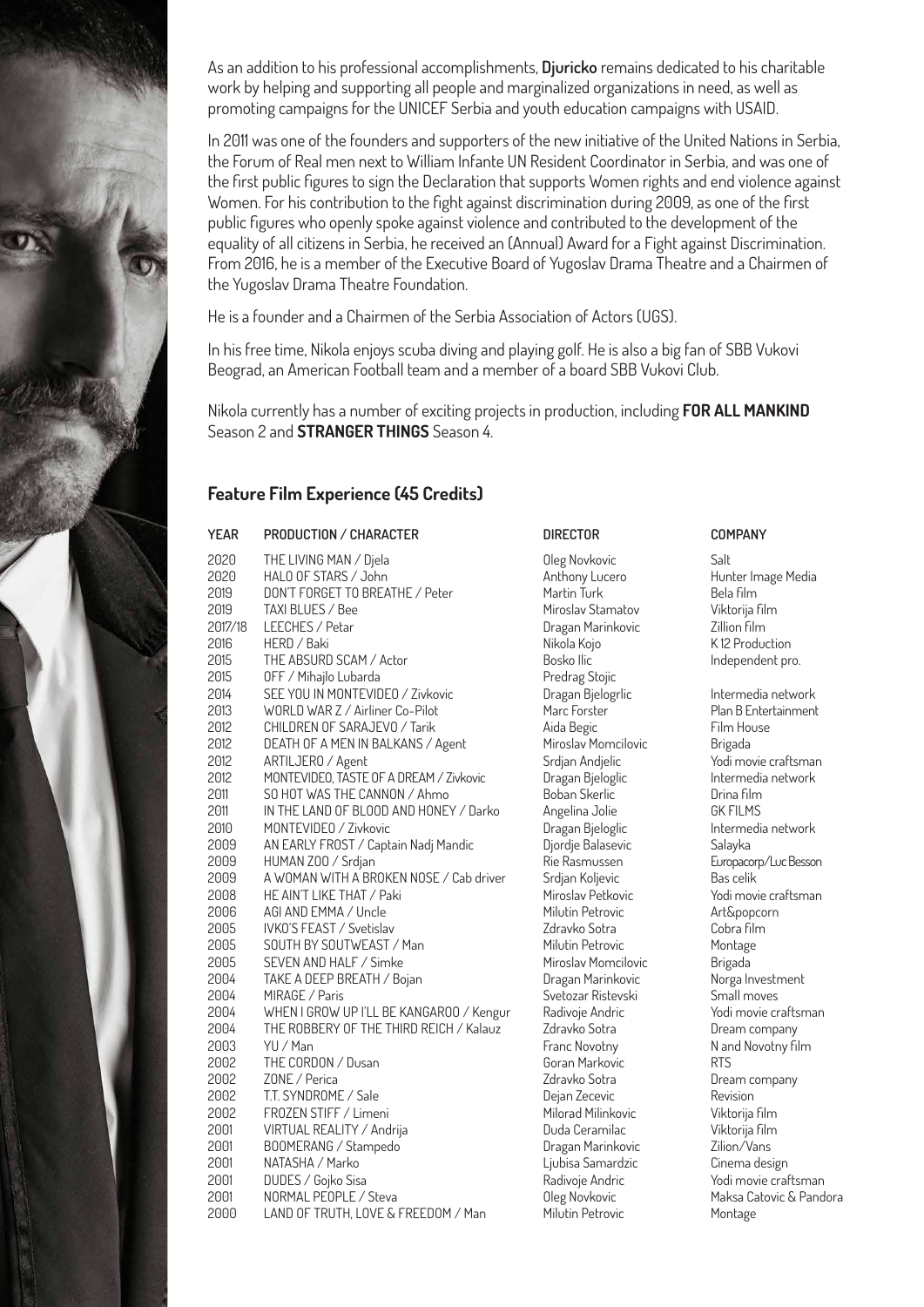As an addition to his professional accomplishments, **Djuricko** remains dedicated to his charitable work by helping and supporting all people and marginalized organizations in need, as well as promoting campaigns for the UNICEF Serbia and youth education campaigns with USAID.

In 2011 was one of the founders and supporters of the new initiative of the United Nations in Serbia, the Forum of Real men next to William Infante UN Resident Coordinator in Serbia, and was one of the first public figures to sign the Declaration that supports Women rights and end violence against Women. For his contribution to the fight against discrimination during 2009, as one of the first public figures who openly spoke against violence and contributed to the development of the equality of all citizens in Serbia, he received an (Annual) Award for a Fight against Discrimination. From 2016, he is a member of the Executive Board of Yugoslav Drama Theatre and a Chairmen of the Yugoslav Drama Theatre Foundation.

He is a founder and a Chairmen of the Serbia Association of Actors (UGS).

In his free time, Nikola enjoys scuba diving and playing golf. He is also a big fan of SBB Vukovi Beograd, an American Football team and a member of a board SBB Vukovi Club.

Nikola currently has a number of exciting projects in production, including **FOR ALL MANKIND** Season 2 and **STRANGER THINGS** Season 4.

## Feature Film Experience (45 Credits)

| YEAR | PRODUCTION / CHARACTER | DIRECTOR | COMPANY |
|---|---|---|---|
| 2020 | THE LIVING MAN / Djela | Oleg Novkovic | Salt |
| 2020 | HALO OF STARS / John | Anthony Lucero | Hunter Image Media |
| 2019 | DON'T FORGET TO BREATHE / Peter | Martin Turk | Bela film |
| 2019 | TAXI BLUES / Bee | Miroslav Stamatov | Viktorija film |
| 2017/18 | LEECHES / Petar | Dragan Marinkovic | Zillion film |
| 2016 | HERD / Baki | Nikola Kojo | K 12 Production |
| 2015 | THE ABSURD SCAM / Actor | Bosko Ilic | Independent pro. |
| 2015 | OFF / Mihajlo Lubarda | Predrag Stojic | |
| 2014 | SEE YOU IN MONTEVIDEO / Zivkovic | Dragan Bjelogrlic | Intermedia network |
| 2013 | WORLD WAR Z / Airliner Co-Pilot | Marc Forster | Plan B Entertainment |
| 2012 | CHILDREN OF SARAJEVO / Tarik | Aida Begic | Film House |
| 2012 | DEATH OF A MEN IN BALKANS / Agent | Miroslav Momcilovic | Brigada |
| 2012 | ARTILJERO / Agent | Srdjan Andjelic | Yodi movie craftsman |
| 2012 | MONTEVIDEO, TASTE OF A DREAM / Zivkovic | Dragan Bjeloglic | Intermedia network |
| 2011 | SO HOT WAS THE CANNON / Ahmo | Boban Skerlic | Drina film |
| 2011 | IN THE LAND OF BLOOD AND HONEY / Darko | Angelina Jolie | GK FILMS |
| 2010 | MONTEVIDEO / Zivkovic | Dragan Bjeloglic | Intermedia network |
| 2009 | AN EARLY FROST / Captain Nadj Mandic | Djordje Balasevic | Salayka |
| 2009 | HUMAN ZOO / Srdjan | Rie Rasmussen | Europacorp/Luc Besson |
| 2009 | A WOMAN WITH A BROKEN NOSE / Cab driver | Srdjan Koljevic | Bas celik |
| 2008 | HE AIN'T LIKE THAT / Paki | Miroslav Petkovic | Yodi movie craftsman |
| 2006 | AGI AND EMMA / Uncle | Milutin Petrovic | Art&popcorn |
| 2005 | IVKO'S FEAST / Svetislav | Zdravko Sotra | Cobra film |
| 2005 | SOUTH BY SOUTWEAST / Man | Milutin Petrovic | Montage |
| 2005 | SEVEN AND HALF / Simke | Miroslav Momcilovic | Brigada |
| 2004 | TAKE A DEEP BREATH / Bojan | Dragan Marinkovic | Norga Investment |
| 2004 | MIRAGE / Paris | Svetozar Ristevski | Small moves |
| 2004 | WHEN I GROW UP I'LL BE KANGAROO / Kengur | Radivoje Andric | Yodi movie craftsman |
| 2004 | THE ROBBERY OF THE THIRD REICH / Kalauz | Zdravko Sotra | Dream company |
| 2003 | YU / Man | Franc Novotny | N and Novotny film |
| 2002 | THE CORDON / Dusan | Goran Markovic | RTS |
| 2002 | ZONE / Perica | Zdravko Sotra | Dream company |
| 2002 | T.T. SYNDROME / Sale | Dejan Zecevic | Revision |
| 2002 | FROZEN STIFF / Limeni | Milorad Milinkovic | Viktorija film |
| 2001 | VIRTUAL REALITY / Andrija | Duda Ceramilac | Viktorija film |
| 2001 | BOOMERANG / Stampedo | Dragan Marinkovic | Zilion/Vans |
| 2001 | NATASHA / Marko | Ljubisa Samardzic | Cinema design |
| 2001 | DUDES / Gojko Sisa | Radivoje Andric | Yodi movie craftsman |
| 2001 | NORMAL PEOPLE / Steva | Oleg Novkovic | Maksa Catovic & Pandora |
| 2000 | LAND OF TRUTH, LOVE & FREEDOM / Man | Milutin Petrovic | Montage |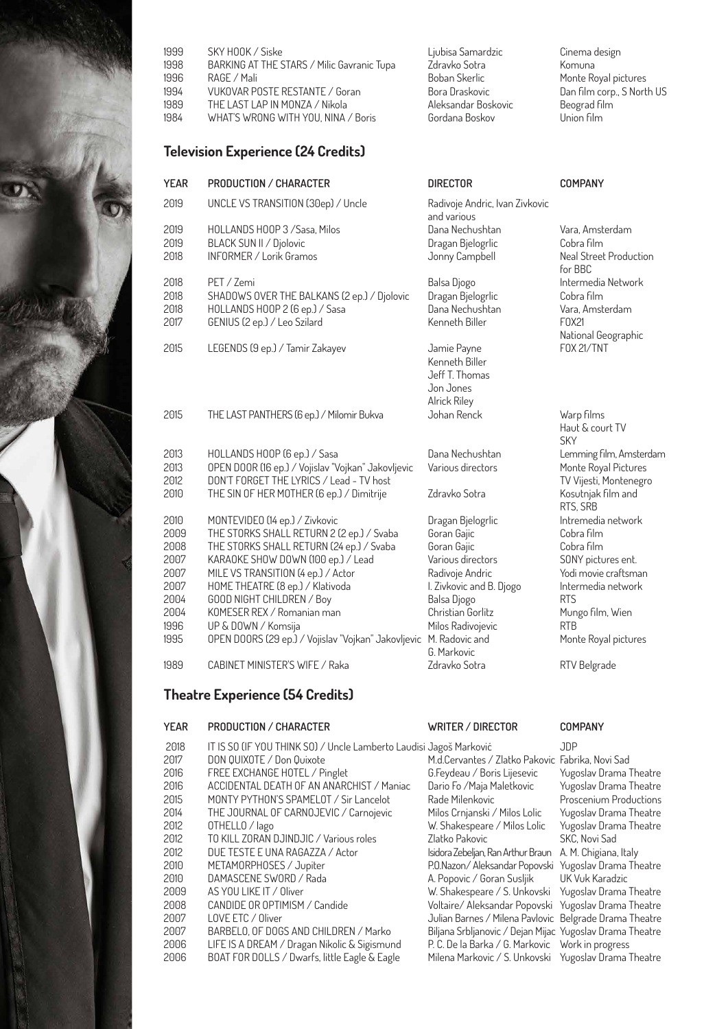| | | | |
|---|---|---|---|
| 1999 | SKY HOOK / Siske | Ljubisa Samardzic | Cinema design |
| 1998 | BARKING AT THE STARS / Milic Gavranic Tupa | Zdravko Sotra | Komuna |
| 1996 | RAGE / Mali | Boban Skerlic | Monte Royal pictures |
| 1994 | VUKOVAR POSTE RESTANTE / Goran | Bora Draskovic | Dan film corp., S North US |
| 1989 | THE LAST LAP IN MONZA / Nikola | Aleksandar Boskovic | Beograd film |
| 1984 | WHAT'S WRONG WITH YOU, NINA / Boris | Gordana Boskov | Union film |

## Television Experience (24 Credits)

| YEAR | PRODUCTION / CHARACTER | DIRECTOR | COMPANY |
|---|---|---|---|
| 2019 | UNCLE VS TRANSITION (30ep) / Uncle | Radivoje Andric, Ivan Zivkovic and various | |
| 2019 | HOLLANDS HOOP 3 /Sasa, Milos | Dana Nechushtan | Vara, Amsterdam |
| 2019 | BLACK SUN II / Djolovic | Dragan Bjelogrlic | Cobra film |
| 2018 | INFORMER / Lorik Gramos | Jonny Campbell | Neal Street Production for BBC |
| 2018 | PET / Zemi | Balsa Djogo | Intermedia Network |
| 2018 | SHADOWS OVER THE BALKANS (2 ep.) / Djolovic | Dragan Bjelogrlic | Cobra film |
| 2018 | HOLLANDS HOOP 2 (6 ep.) / Sasa | Dana Nechushtan | Vara, Amsterdam |
| 2017 | GENIUS (2 ep.) / Leo Szilard | Kenneth Biller | FOX21 National Geographic |
| 2015 | LEGENDS (9 ep.) / Tamir Zakayev | Jamie Payne, Kenneth Biller, Jeff T. Thomas, Jon Jones, Alrick Riley | FOX 21/TNT |
| 2015 | THE LAST PANTHERS (6 ep.) / Milomir Bukva | Johan Renck | Warp films, Haut & court TV, SKY |
| 2013 | HOLLANDS HOOP (6 ep.) / Sasa | Dana Nechushtan | Lemming film, Amsterdam |
| 2013 | OPEN DOOR (16 ep.) / Vojislav "Vojkan" Jakovljevic | Various directors | Monte Royal Pictures |
| 2012 | DON'T FORGET THE LYRICS / Lead - TV host | | TV Vijesti, Montenegro |
| 2010 | THE SIN OF HER MOTHER (6 ep.) / Dimitrije | Zdravko Sotra | Kosutnjak film and RTS, SRB |
| 2010 | MONTEVIDEO (14 ep.) / Zivkovic | Dragan Bjelogrlic | Intremedia network |
| 2009 | THE STORKS SHALL RETURN 2 (2 ep.) / Svaba | Goran Gajic | Cobra film |
| 2008 | THE STORKS SHALL RETURN (24 ep.) / Svaba | Goran Gajic | Cobra film |
| 2007 | KARAOKE SHOW DOWN (100 ep.) / Lead | Various directors | SONY pictures ent. |
| 2007 | MILE VS TRANSITION (4 ep.) / Actor | Radivoje Andric | Yodi movie craftsman |
| 2007 | HOME THEATRE (8 ep.) / Klativoda | I. Zivkovic and B. Djogo | Intermedia network |
| 2004 | GOOD NIGHT CHILDREN / Boy | Balsa Djogo | RTS |
| 2004 | KOMESER REX / Romanian man | Christian Gorlitz | Mungo film, Wien |
| 1996 | UP & DOWN / Komsija | Milos Radivojevic | RTB |
| 1995 | OPEN DOORS (29 ep.) / Vojislav "Vojkan" Jakovljevic | M. Radovic and G. Markovic | Monte Royal pictures |
| 1989 | CABINET MINISTER'S WIFE / Raka | Zdravko Sotra | RTV Belgrade |

## Theatre Experience (54 Credits)

| YEAR | PRODUCTION / CHARACTER | WRITER / DIRECTOR | COMPANY |
|---|---|---|---|
| 2018 | IT IS SO (IF YOU THINK SO) / Uncle Lamberto Laudisi | Jagoš Marković | JDP |
| 2017 | DON QUIXOTE / Don Quixote | M.d.Cervantes / Zlatko Pakovic | Fabrika, Novi Sad |
| 2016 | FREE EXCHANGE HOTEL / Pinglet | G.Feydeau / Boris Lijesevic | Yugoslav Drama Theatre |
| 2016 | ACCIDENTAL DEATH OF AN ANARCHIST / Maniac | Dario Fo /Maja Maletkovic | Yugoslav Drama Theatre |
| 2015 | MONTY PYTHON'S SPAMELOT / Sir Lancelot | Rade Milenkovic | Proscenium Productions |
| 2014 | THE JOURNAL OF CARNOJEVIC / Carnojevic | Milos Crnjanski / Milos Lolic | Yugoslav Drama Theatre |
| 2012 | OTHELLO / Iago | W. Shakespeare / Milos Lolic | Yugoslav Drama Theatre |
| 2012 | TO KILL ZORAN DJINDJIC / Various roles | Zlatko Pakovic | SKC, Novi Sad |
| 2012 | DUE TESTE E UNA RAGAZZA / Actor | Isidora Zebeljan, Ran Arthur Braun | A. M. Chigiana, Italy |
| 2010 | METAMORPHOSES / Jupiter | P.O.Nazon/ Aleksandar Popovski | Yugoslav Drama Theatre |
| 2010 | DAMASCENE SWORD / Rada | A. Popovic / Goran Susljik | UK Vuk Karadzic |
| 2009 | AS YOU LIKE IT / Oliver | W. Shakespeare / S. Unkovski | Yugoslav Drama Theatre |
| 2008 | CANDIDE OR OPTIMISM / Candide | Voltaire/ Aleksandar Popovski | Yugoslav Drama Theatre |
| 2007 | LOVE ETC / Oliver | Julian Barnes / Milena Pavlovic | Belgrade Drama Theatre |
| 2007 | BARBELO, OF DOGS AND CHILDREN / Marko | Biljana Srbljanovic / Dejan Mijac | Yugoslav Drama Theatre |
| 2006 | LIFE IS A DREAM / Dragan Nikolic & Sigismund | P. C. De la Barka / G. Markovic | Work in progress |
| 2006 | BOAT FOR DOLLS / Dwarfs, little Eagle & Eagle | Milena Markovic / S. Unkovski | Yugoslav Drama Theatre |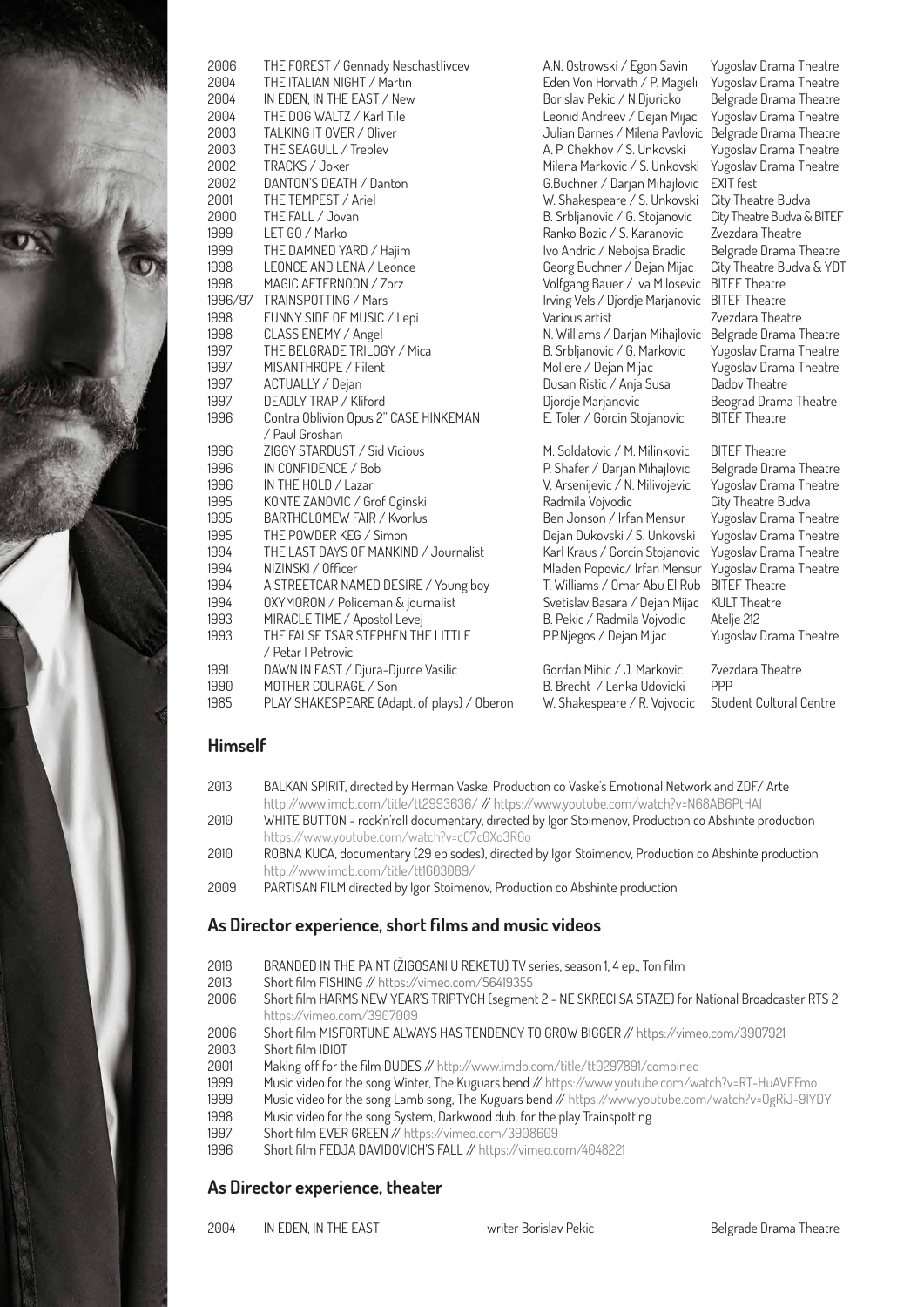| | | | |
|---|---|---|---|
| 2006 | THE FOREST / Gennady Neschastlivcev | A.N. Ostrowski / Egon Savin | Yugoslav Drama Theatre |
| 2004 | THE ITALIAN NIGHT / Martin | Eden Von Horvath / P. Magieli | Yugoslav Drama Theatre |
| 2004 | IN EDEN, IN THE EAST / New | Borislav Pekic / N.Djuricko | Belgrade Drama Theatre |
| 2004 | THE DOG WALTZ / Karl Tile | Leonid Andreev / Dejan Mijac | Yugoslav Drama Theatre |
| 2003 | TALKING IT OVER / Oliver | Julian Barnes / Milena Pavlovic | Belgrade Drama Theatre |
| 2003 | THE SEAGULL / Treplev | A. P. Chekhov / S. Unkovski | Yugoslav Drama Theatre |
| 2002 | TRACKS / Joker | Milena Markovic / S. Unkovski | Yugoslav Drama Theatre |
| 2002 | DANTON'S DEATH / Danton | G.Buchner / Darjan Mihajlovic | EXIT fest |
| 2001 | THE TEMPEST / Ariel | W. Shakespeare / S. Unkovski | City Theatre Budva |
| 2000 | THE FALL / Jovan | B. Srbljanovic / G. Stojanovic | City Theatre Budva & BITEF |
| 1999 | LET GO / Marko | Ranko Bozic / S. Karanovic | Zvezdara Theatre |
| 1999 | THE DAMNED YARD / Hajim | Ivo Andric / Nebojsa Bradic | Belgrade Drama Theatre |
| 1998 | LEONCE AND LENA / Leonce | Georg Buchner / Dejan Mijac | City Theatre Budva & YDT |
| 1998 | MAGIC AFTERNOON / Zorz | Volfgang Bauer / Iva Milosevic | BITEF Theatre |
| 1996/97 | TRAINSPOTTING / Mars | Irving Vels / Djordje Marjanovic | BITEF Theatre |
| 1998 | FUNNY SIDE OF MUSIC / Lepi | Various artist | Zvezdara Theatre |
| 1998 | CLASS ENEMY / Angel | N. Williams / Darjan Mihajlovic | Belgrade Drama Theatre |
| 1997 | THE BELGRADE TRILOGY / Mica | B. Srbljanovic / G. Markovic | Yugoslav Drama Theatre |
| 1997 | MISANTHROPE / Filent | Moliere / Dejan Mijac | Yugoslav Drama Theatre |
| 1997 | ACTUALLY / Dejan | Dusan Ristic / Anja Susa | Dadov Theatre |
| 1997 | DEADLY TRAP / Kliford | Djordje Marjanovic | Beograd Drama Theatre |
| 1996 | Contra Oblivion Opus 2" CASE HINKEMAN / Paul Groshan | E. Toler / Gorcin Stojanovic | BITEF Theatre |
| 1996 | ZIGGY STARDUST / Sid Vicious | M. Soldatovic / M. Milinkovic | BITEF Theatre |
| 1996 | IN CONFIDENCE / Bob | P. Shafer / Darjan Mihajlovic | Belgrade Drama Theatre |
| 1996 | IN THE HOLD / Lazar | V. Arsenijevic / N. Milivojevic | Yugoslav Drama Theatre |
| 1995 | KONTE ZANOVIC / Grof Oginski | Radmila Vojvodic | City Theatre Budva |
| 1995 | BARTHOLOMEW FAIR / Kvorlus | Ben Jonson / Irfan Mensur | Yugoslav Drama Theatre |
| 1995 | THE POWDER KEG / Simon | Dejan Dukovski / S. Unkovski | Yugoslav Drama Theatre |
| 1994 | THE LAST DAYS OF MANKIND / Journalist | Karl Kraus / Gorcin Stojanovic | Yugoslav Drama Theatre |
| 1994 | NIZINSKI / Officer | Mladen Popovic/ Irfan Mensur | Yugoslav Drama Theatre |
| 1994 | A STREETCAR NAMED DESIRE / Young boy | T. Williams / Omar Abu El Rub | BITEF Theatre |
| 1994 | OXYMORON / Policeman & journalist | Svetislav Basara / Dejan Mijac | KULT Theatre |
| 1993 | MIRACLE TIME / Apostol Levej | B. Pekic / Radmila Vojvodic | Atelje 212 |
| 1993 | THE FALSE TSAR STEPHEN THE LITTLE / Petar I Petrovic | P.P.Njegos / Dejan Mijac | Yugoslav Drama Theatre |
| 1991 | DAWN IN EAST / Djura-Djurce Vasilic | Gordan Mihic / J. Markovic | Zvezdara Theatre |
| 1990 | MOTHER COURAGE / Son | B. Brecht / Lenka Udovicki | PPP |
| 1985 | PLAY SHAKESPEARE (Adapt. of plays) / Oberon | W. Shakespeare / R. Vojvodic | Student Cultural Centre |

## Himself

2013 BALKAN SPIRIT, directed by Herman Vaske, Production co Vaske's Emotional Network and ZDF/ Arte
http://www.imdb.com/title/tt2993636/ // https://www.youtube.com/watch?v=N68AB6PtHAI

2010 WHITE BUTTON - rock'n'roll documentary, directed by Igor Stoimenov, Production co Abshinte production
https://www.youtube.com/watch?v=cC7c0Xo3R6o

2010 ROBNA KUCA, documentary (29 episodes), directed by Igor Stoimenov, Production co Abshinte production
http://www.imdb.com/title/tt1603089/

2009 PARTISAN FILM directed by Igor Stoimenov, Production co Abshinte production

## As Director experience, short films and music videos

2018 BRANDED IN THE PAINT (ŽIGOSANI U REKETU) TV series, season 1, 4 ep., Ton film

2013 Short film FISHING // https://vimeo.com/56419355

2006 Short film HARMS NEW YEAR'S TRIPTYCH (segment 2 - NE SKRECI SA STAZE) for National Broadcaster RTS 2
https://vimeo.com/3907009

2006 Short film MISFORTUNE ALWAYS HAS TENDENCY TO GROW BIGGER // https://vimeo.com/3907921

2003 Short film IDIOT

2001 Making off for the film DUDES // http://www.imdb.com/title/tt0297891/combined

1999 Music video for the song Winter, The Kuguars bend // https://www.youtube.com/watch?v=RT-HuAVEFmo

1999 Music video for the song Lamb song, The Kuguars bend // https://www.youtube.com/watch?v=0gRiJ-9lYDY

1998 Music video for the song System, Darkwood dub, for the play Trainspotting

1997 Short film EVER GREEN // https://vimeo.com/3908609

1996 Short film FEDJA DAVIDOVICH'S FALL // https://vimeo.com/4048221

## As Director experience, theater

| | | | |
|---|---|---|---|
| 2004 | IN EDEN, IN THE EAST | writer Borislav Pekic | Belgrade Drama Theatre |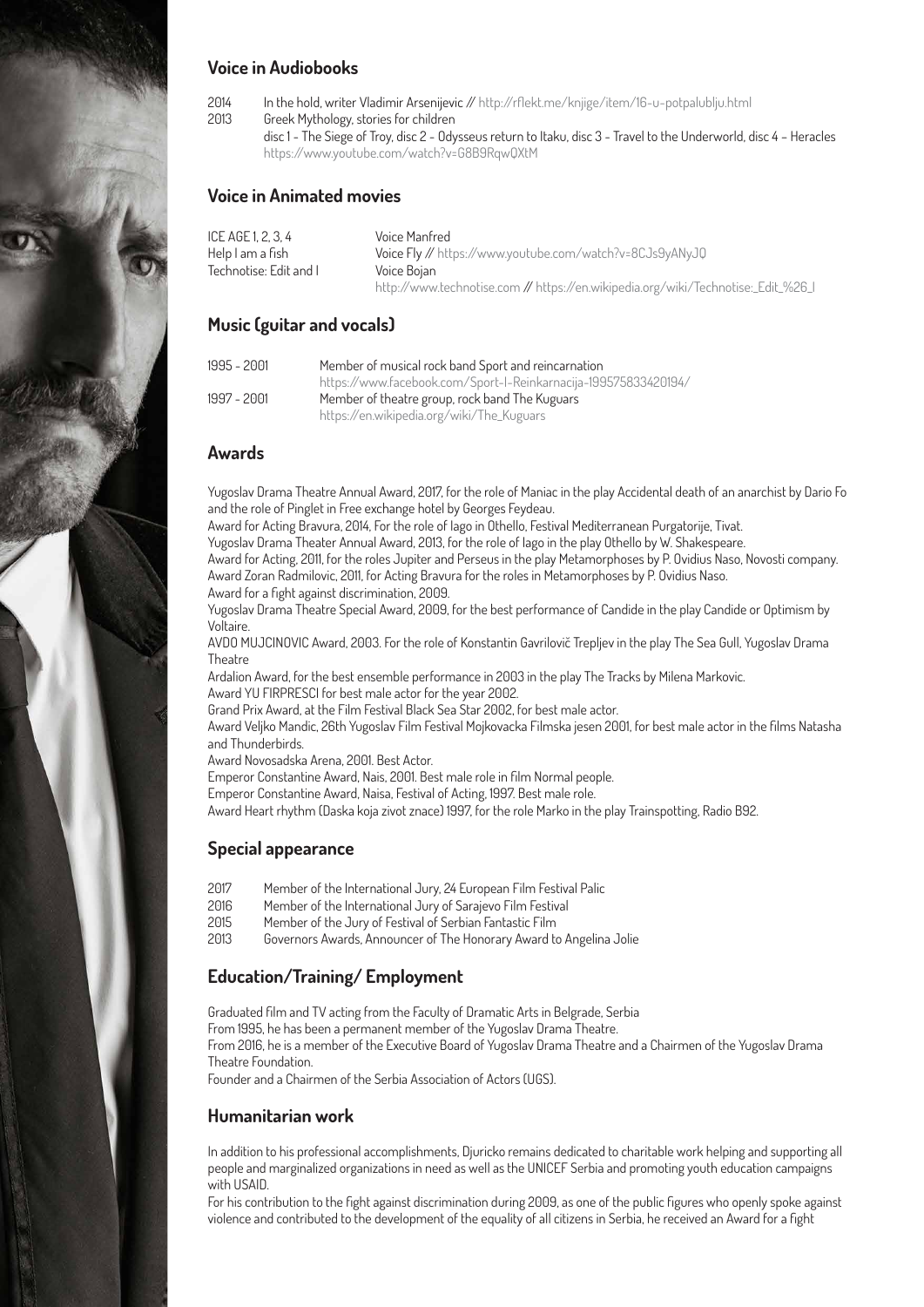## Voice in Audiobooks

2014 In the hold, writer Vladimir Arsenijevic // http://rflekt.me/knjige/item/16-u-potpalublju.html

2013 Greek Mythology, stories for children
disc 1 - The Siege of Troy, disc 2 - Odysseus return to Itaku, disc 3 - Travel to the Underworld, disc 4 – Heracles
https://www.youtube.com/watch?v=G8B9RqwQXtM

## Voice in Animated movies

| | |
|---|---|
| ICE AGE 1, 2, 3, 4 | Voice Manfred |
| Help I am a fish | Voice Fly // https://www.youtube.com/watch?v=8CJs9yANyJQ |
| Technotise: Edit and I | Voice Bojan<br>http://www.technotise.com // https://en.wikipedia.org/wiki/Technotise:_Edit_%26_I |

## Music (guitar and vocals)

| | |
|---|---|
| 1995 - 2001 | Member of musical rock band Sport and reincarnation<br>https://www.facebook.com/Sport-I-Reinkarnacija-199575833420194/ |
| 1997 - 2001 | Member of theatre group, rock band The Kuguars<br>https://en.wikipedia.org/wiki/The_Kuguars |

## Awards

Yugoslav Drama Theatre Annual Award, 2017, for the role of Maniac in the play Accidental death of an anarchist by Dario Fo and the role of Pinglet in Free exchange hotel by Georges Feydeau.
Award for Acting Bravura, 2014, For the role of Iago in Othello, Festival Mediterranean Purgatorije, Tivat.
Yugoslav Drama Theater Annual Award, 2013, for the role of Iago in the play Othello by W. Shakespeare.
Award for Acting, 2011, for the roles Jupiter and Perseus in the play Metamorphoses by P. Ovidius Naso, Novosti company.
Award Zoran Radmilovic, 2011, for Acting Bravura for the roles in Metamorphoses by P. Ovidius Naso.
Award for a fight against discrimination, 2009.
Yugoslav Drama Theatre Special Award, 2009, for the best performance of Candide in the play Candide or Optimism by Voltaire.
AVDO MUJCINOVIC Award, 2003. For the role of Konstantin Gavrilovič Trepljev in the play The Sea Gull, Yugoslav Drama Theatre
Ardalion Award, for the best ensemble performance in 2003 in the play The Tracks by Milena Markovic.
Award YU FIRPRESCI for best male actor for the year 2002.
Grand Prix Award, at the Film Festival Black Sea Star 2002, for best male actor.
Award Veljko Mandic, 26th Yugoslav Film Festival Mojkovacka Filmska jesen 2001, for best male actor in the films Natasha and Thunderbirds.
Award Novosadska Arena, 2001. Best Actor.
Emperor Constantine Award, Nais, 2001. Best male role in film Normal people.
Emperor Constantine Award, Naisa, Festival of Acting, 1997. Best male role.
Award Heart rhythm (Daska koja zivot znace) 1997, for the role Marko in the play Trainspotting, Radio B92.

## Special appearance

2017 Member of the International Jury, 24 European Film Festival Palic
2016 Member of the International Jury of Sarajevo Film Festival
2015 Member of the Jury of Festival of Serbian Fantastic Film
2013 Governors Awards, Announcer of The Honorary Award to Angelina Jolie

## Education/Training/ Employment

Graduated film and TV acting from the Faculty of Dramatic Arts in Belgrade, Serbia
From 1995, he has been a permanent member of the Yugoslav Drama Theatre.
From 2016, he is a member of the Executive Board of Yugoslav Drama Theatre and a Chairmen of the Yugoslav Drama Theatre Foundation.
Founder and a Chairmen of the Serbia Association of Actors (UGS).

## Humanitarian work

In addition to his professional accomplishments, Djuricko remains dedicated to charitable work helping and supporting all people and marginalized organizations in need as well as the UNICEF Serbia and promoting youth education campaigns with USAID.

For his contribution to the fight against discrimination during 2009, as one of the public figures who openly spoke against violence and contributed to the development of the equality of all citizens in Serbia, he received an Award for a fight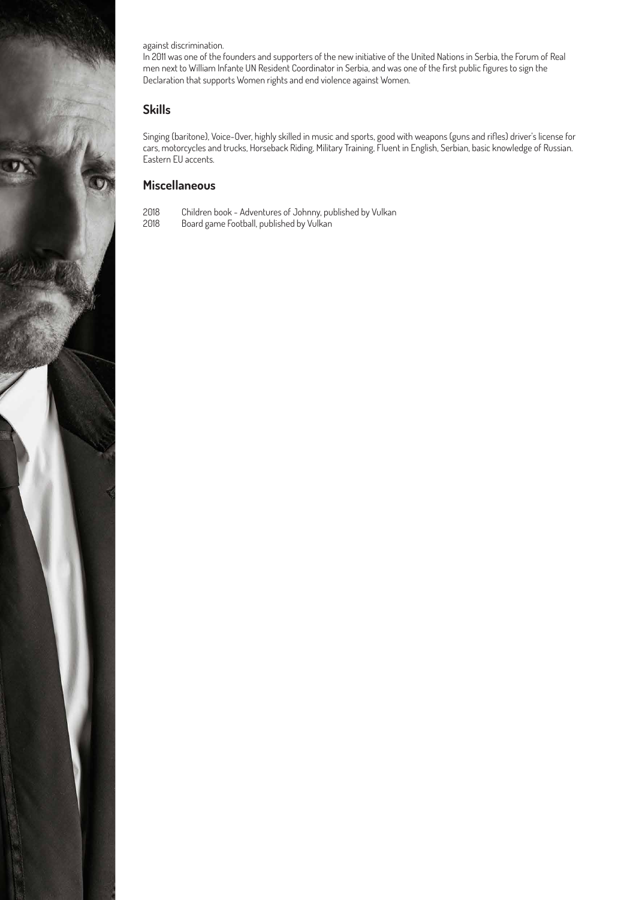against discrimination.

In 2011 was one of the founders and supporters of the new initiative of the United Nations in Serbia, the Forum of Real men next to William Infante UN Resident Coordinator in Serbia, and was one of the first public figures to sign the Declaration that supports Women rights and end violence against Women.

## Skills

Singing (baritone), Voice-Over, highly skilled in music and sports, good with weapons (guns and rifles) driver's license for cars, motorcycles and trucks, Horseback Riding, Military Training, Fluent in English, Serbian, basic knowledge of Russian. Eastern EU accents.

## Miscellaneous

2018 Children book - Adventures of Johnny, published by Vulkan

2018 Board game Football, published by Vulkan